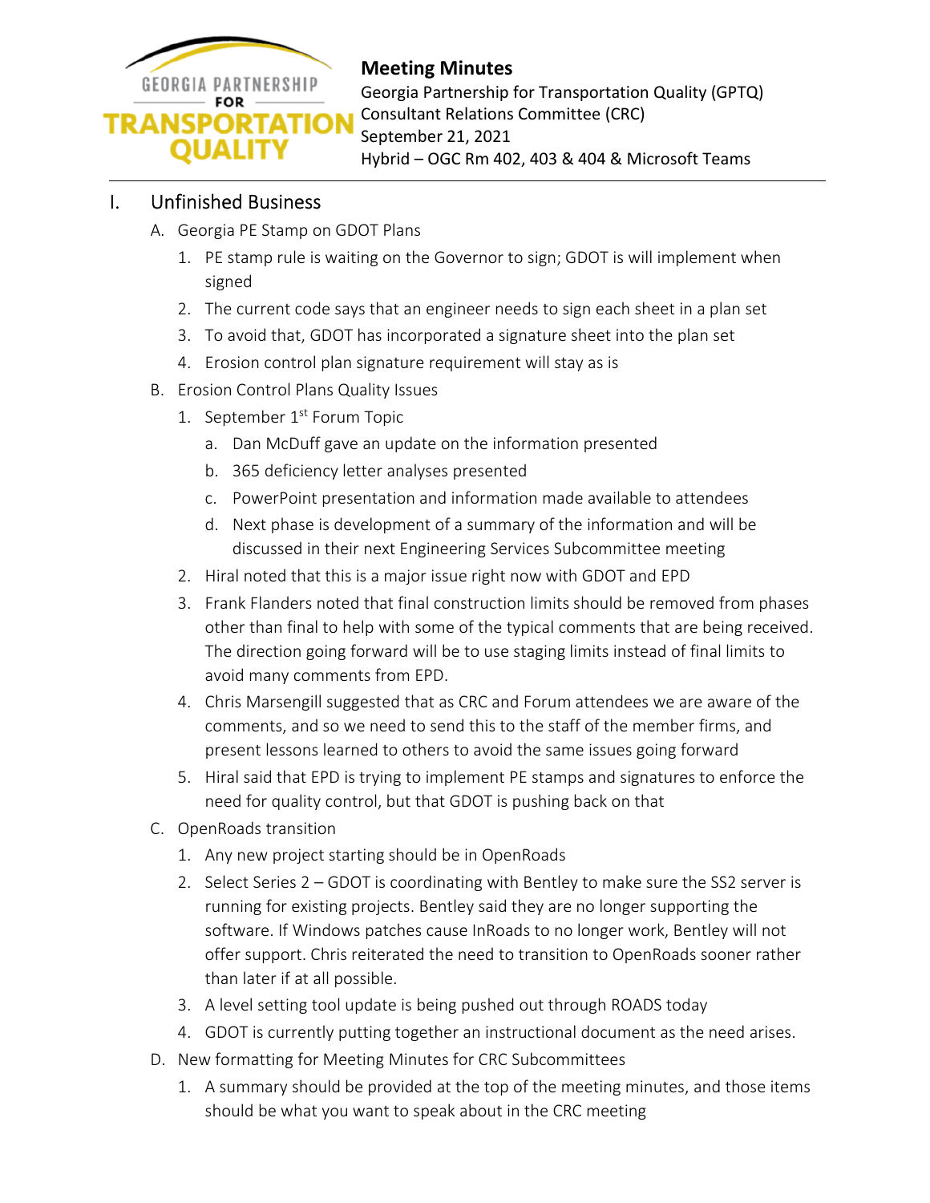# Meeting Minutes

Georgia Partnership for Transportation Quality (GPTQ)
Consultant Relations Committee (CRC)
September 21, 2021
Hybrid – OGC Rm 402, 403 & 404 & Microsoft Teams

## I. Unfinished Business

A. Georgia PE Stamp on GDOT Plans

1. PE stamp rule is waiting on the Governor to sign; GDOT is will implement when signed
2. The current code says that an engineer needs to sign each sheet in a plan set
3. To avoid that, GDOT has incorporated a signature sheet into the plan set
4. Erosion control plan signature requirement will stay as is

B. Erosion Control Plans Quality Issues

1. September 1st Forum Topic
   a. Dan McDuff gave an update on the information presented
   b. 365 deficiency letter analyses presented
   c. PowerPoint presentation and information made available to attendees
   d. Next phase is development of a summary of the information and will be discussed in their next Engineering Services Subcommittee meeting
2. Hiral noted that this is a major issue right now with GDOT and EPD
3. Frank Flanders noted that final construction limits should be removed from phases other than final to help with some of the typical comments that are being received. The direction going forward will be to use staging limits instead of final limits to avoid many comments from EPD.
4. Chris Marsengill suggested that as CRC and Forum attendees we are aware of the comments, and so we need to send this to the staff of the member firms, and present lessons learned to others to avoid the same issues going forward
5. Hiral said that EPD is trying to implement PE stamps and signatures to enforce the need for quality control, but that GDOT is pushing back on that

C. OpenRoads transition

1. Any new project starting should be in OpenRoads
2. Select Series 2 – GDOT is coordinating with Bentley to make sure the SS2 server is running for existing projects. Bentley said they are no longer supporting the software. If Windows patches cause InRoads to no longer work, Bentley will not offer support. Chris reiterated the need to transition to OpenRoads sooner rather than later if at all possible.
3. A level setting tool update is being pushed out through ROADS today
4. GDOT is currently putting together an instructional document as the need arises.

D. New formatting for Meeting Minutes for CRC Subcommittees

1. A summary should be provided at the top of the meeting minutes, and those items should be what you want to speak about in the CRC meeting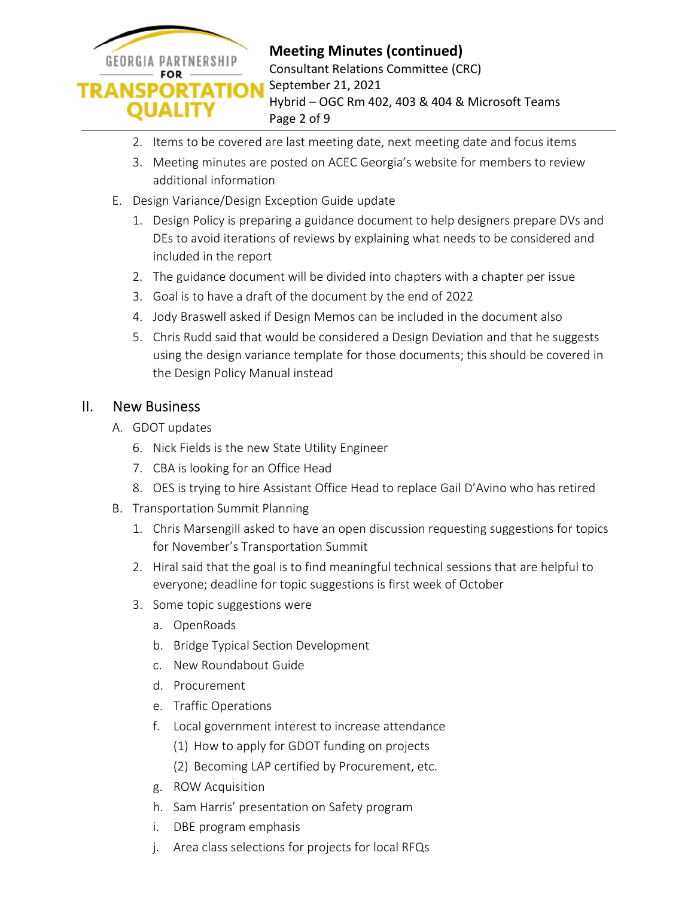2. Items to be covered are last meeting date, next meeting date and focus items
3. Meeting minutes are posted on ACEC Georgia's website for members to review additional information

E. Design Variance/Design Exception Guide update
   1. Design Policy is preparing a guidance document to help designers prepare DVs and DEs to avoid iterations of reviews by explaining what needs to be considered and included in the report
   2. The guidance document will be divided into chapters with a chapter per issue
   3. Goal is to have a draft of the document by the end of 2022
   4. Jody Braswell asked if Design Memos can be included in the document also
   5. Chris Rudd said that would be considered a Design Deviation and that he suggests using the design variance template for those documents; this should be covered in the Design Policy Manual instead

## II. New Business

A. GDOT updates
   6. Nick Fields is the new State Utility Engineer
   7. CBA is looking for an Office Head
   8. OES is trying to hire Assistant Office Head to replace Gail D'Avino who has retired

B. Transportation Summit Planning
   1. Chris Marsengill asked to have an open discussion requesting suggestions for topics for November's Transportation Summit
   2. Hiral said that the goal is to find meaningful technical sessions that are helpful to everyone; deadline for topic suggestions is first week of October
   3. Some topic suggestions were
      a. OpenRoads
      b. Bridge Typical Section Development
      c. New Roundabout Guide
      d. Procurement
      e. Traffic Operations
      f. Local government interest to increase attendance
         (1) How to apply for GDOT funding on projects
         (2) Becoming LAP certified by Procurement, etc.
      g. ROW Acquisition
      h. Sam Harris' presentation on Safety program
      i. DBE program emphasis
      j. Area class selections for projects for local RFQs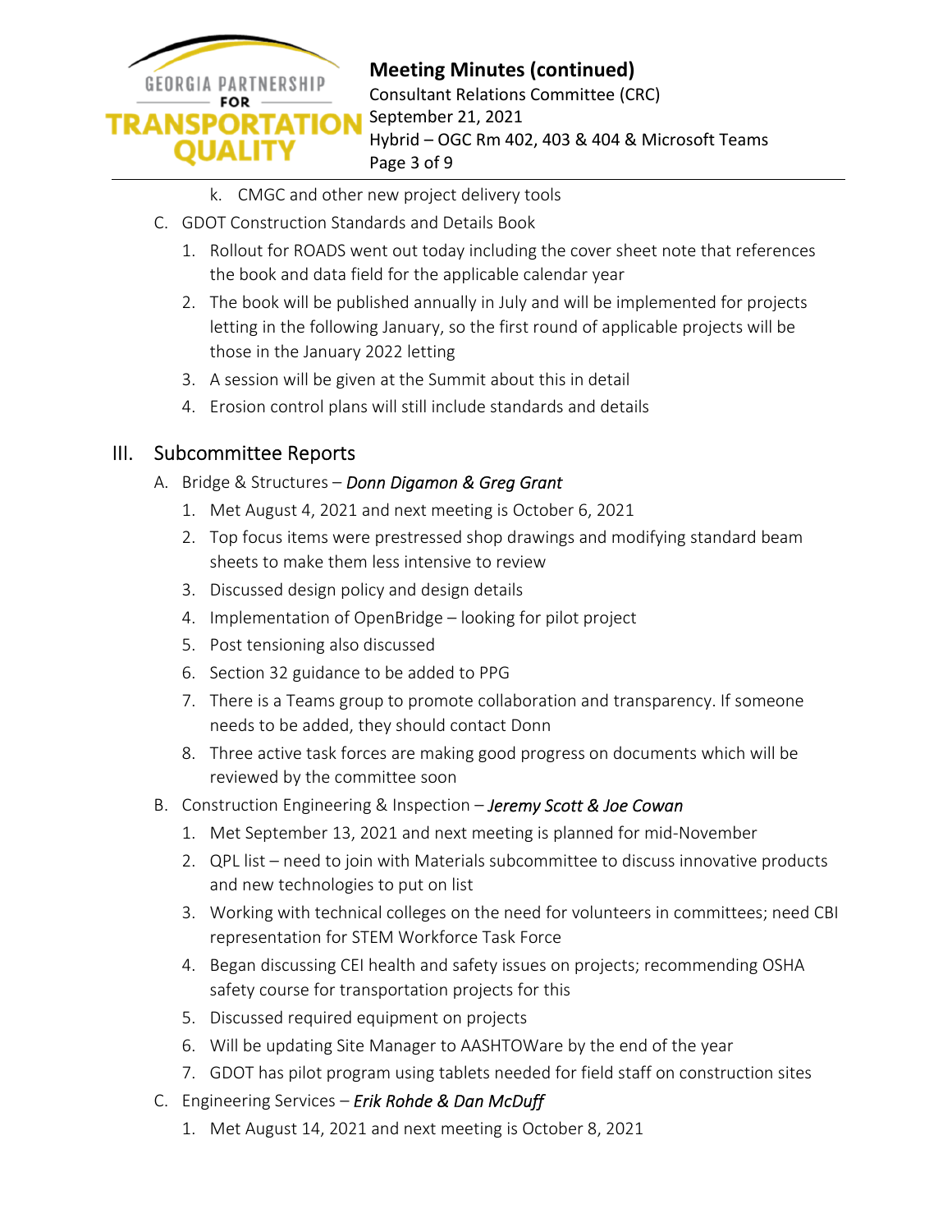k. CMGC and other new project delivery tools

C. GDOT Construction Standards and Details Book
   1. Rollout for ROADS went out today including the cover sheet note that references the book and data field for the applicable calendar year
   2. The book will be published annually in July and will be implemented for projects letting in the following January, so the first round of applicable projects will be those in the January 2022 letting
   3. A session will be given at the Summit about this in detail
   4. Erosion control plans will still include standards and details

## III. Subcommittee Reports

A. Bridge & Structures – *Donn Digamon & Greg Grant*
   1. Met August 4, 2021 and next meeting is October 6, 2021
   2. Top focus items were prestressed shop drawings and modifying standard beam sheets to make them less intensive to review
   3. Discussed design policy and design details
   4. Implementation of OpenBridge – looking for pilot project
   5. Post tensioning also discussed
   6. Section 32 guidance to be added to PPG
   7. There is a Teams group to promote collaboration and transparency. If someone needs to be added, they should contact Donn
   8. Three active task forces are making good progress on documents which will be reviewed by the committee soon

B. Construction Engineering & Inspection – *Jeremy Scott & Joe Cowan*
   1. Met September 13, 2021 and next meeting is planned for mid-November
   2. QPL list – need to join with Materials subcommittee to discuss innovative products and new technologies to put on list
   3. Working with technical colleges on the need for volunteers in committees; need CBI representation for STEM Workforce Task Force
   4. Began discussing CEI health and safety issues on projects; recommending OSHA safety course for transportation projects for this
   5. Discussed required equipment on projects
   6. Will be updating Site Manager to AASHTOWare by the end of the year
   7. GDOT has pilot program using tablets needed for field staff on construction sites

C. Engineering Services – *Erik Rohde & Dan McDuff*
   1. Met August 14, 2021 and next meeting is October 8, 2021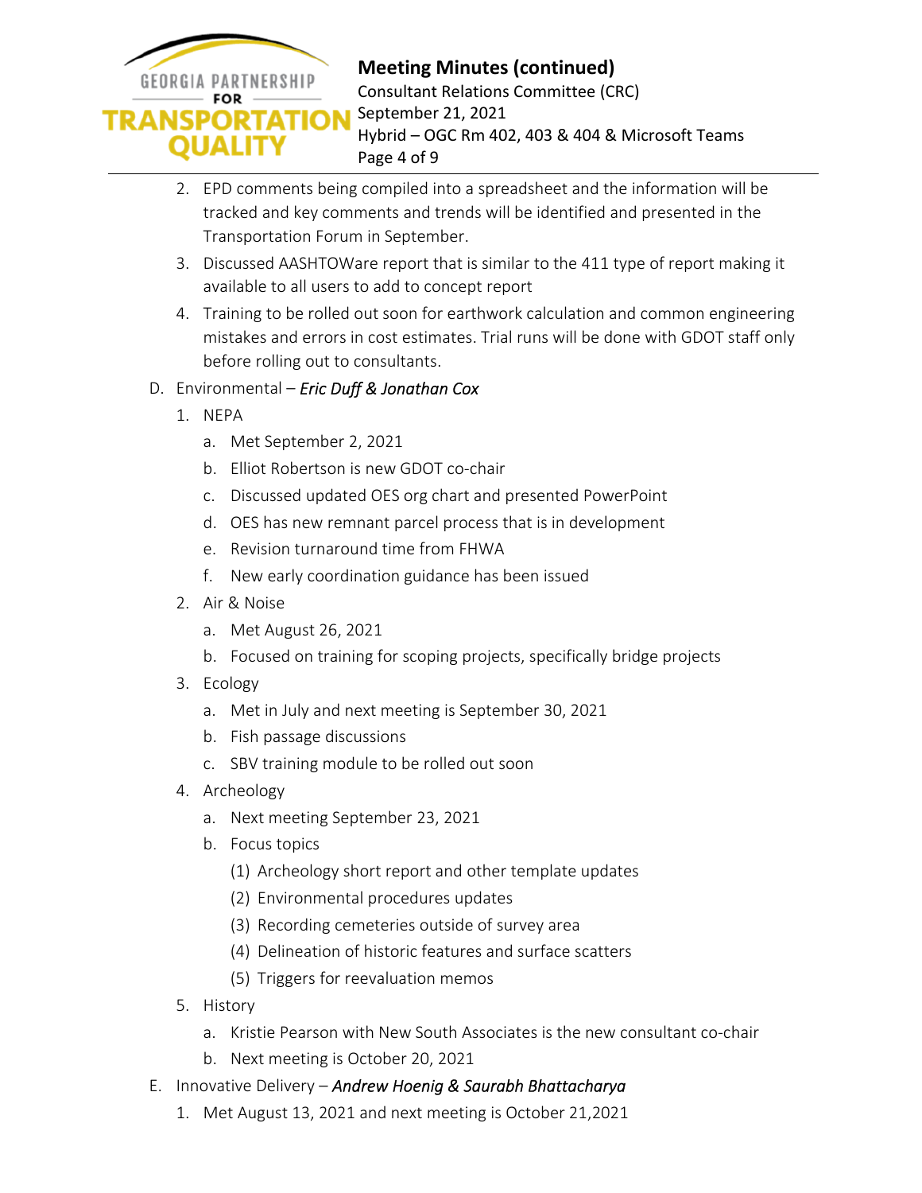2. EPD comments being compiled into a spreadsheet and the information will be tracked and key comments and trends will be identified and presented in the Transportation Forum in September.
3. Discussed AASHTOWare report that is similar to the 411 type of report making it available to all users to add to concept report
4. Training to be rolled out soon for earthwork calculation and common engineering mistakes and errors in cost estimates. Trial runs will be done with GDOT staff only before rolling out to consultants.

D. Environmental – ***Eric Duff & Jonathan Cox***

1. NEPA
   a. Met September 2, 2021
   b. Elliot Robertson is new GDOT co-chair
   c. Discussed updated OES org chart and presented PowerPoint
   d. OES has new remnant parcel process that is in development
   e. Revision turnaround time from FHWA
   f. New early coordination guidance has been issued
2. Air & Noise
   a. Met August 26, 2021
   b. Focused on training for scoping projects, specifically bridge projects
3. Ecology
   a. Met in July and next meeting is September 30, 2021
   b. Fish passage discussions
   c. SBV training module to be rolled out soon
4. Archeology
   a. Next meeting September 23, 2021
   b. Focus topics
      (1) Archeology short report and other template updates
      (2) Environmental procedures updates
      (3) Recording cemeteries outside of survey area
      (4) Delineation of historic features and surface scatters
      (5) Triggers for reevaluation memos
5. History
   a. Kristie Pearson with New South Associates is the new consultant co-chair
   b. Next meeting is October 20, 2021

E. Innovative Delivery – ***Andrew Hoenig & Saurabh Bhattacharya***

1. Met August 13, 2021 and next meeting is October 21,2021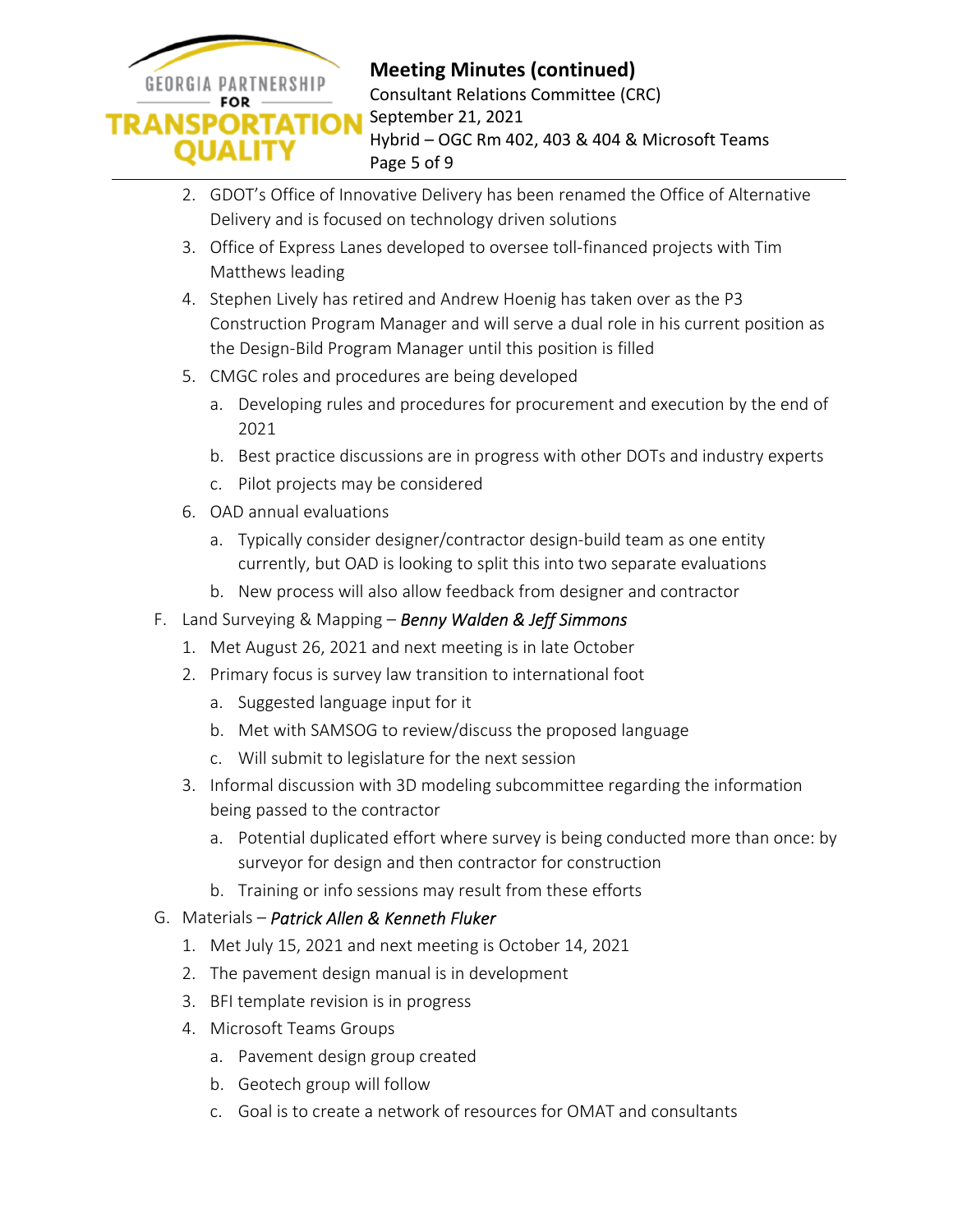2. GDOT's Office of Innovative Delivery has been renamed the Office of Alternative Delivery and is focused on technology driven solutions
3. Office of Express Lanes developed to oversee toll-financed projects with Tim Matthews leading
4. Stephen Lively has retired and Andrew Hoenig has taken over as the P3 Construction Program Manager and will serve a dual role in his current position as the Design-Bild Program Manager until this position is filled
5. CMGC roles and procedures are being developed
   a. Developing rules and procedures for procurement and execution by the end of 2021
   b. Best practice discussions are in progress with other DOTs and industry experts
   c. Pilot projects may be considered
6. OAD annual evaluations
   a. Typically consider designer/contractor design-build team as one entity currently, but OAD is looking to split this into two separate evaluations
   b. New process will also allow feedback from designer and contractor

F. Land Surveying & Mapping – ***Benny Walden & Jeff Simmons***
1. Met August 26, 2021 and next meeting is in late October
2. Primary focus is survey law transition to international foot
   a. Suggested language input for it
   b. Met with SAMSOG to review/discuss the proposed language
   c. Will submit to legislature for the next session
3. Informal discussion with 3D modeling subcommittee regarding the information being passed to the contractor
   a. Potential duplicated effort where survey is being conducted more than once: by surveyor for design and then contractor for construction
   b. Training or info sessions may result from these efforts

G. Materials – ***Patrick Allen & Kenneth Fluker***
1. Met July 15, 2021 and next meeting is October 14, 2021
2. The pavement design manual is in development
3. BFI template revision is in progress
4. Microsoft Teams Groups
   a. Pavement design group created
   b. Geotech group will follow
   c. Goal is to create a network of resources for OMAT and consultants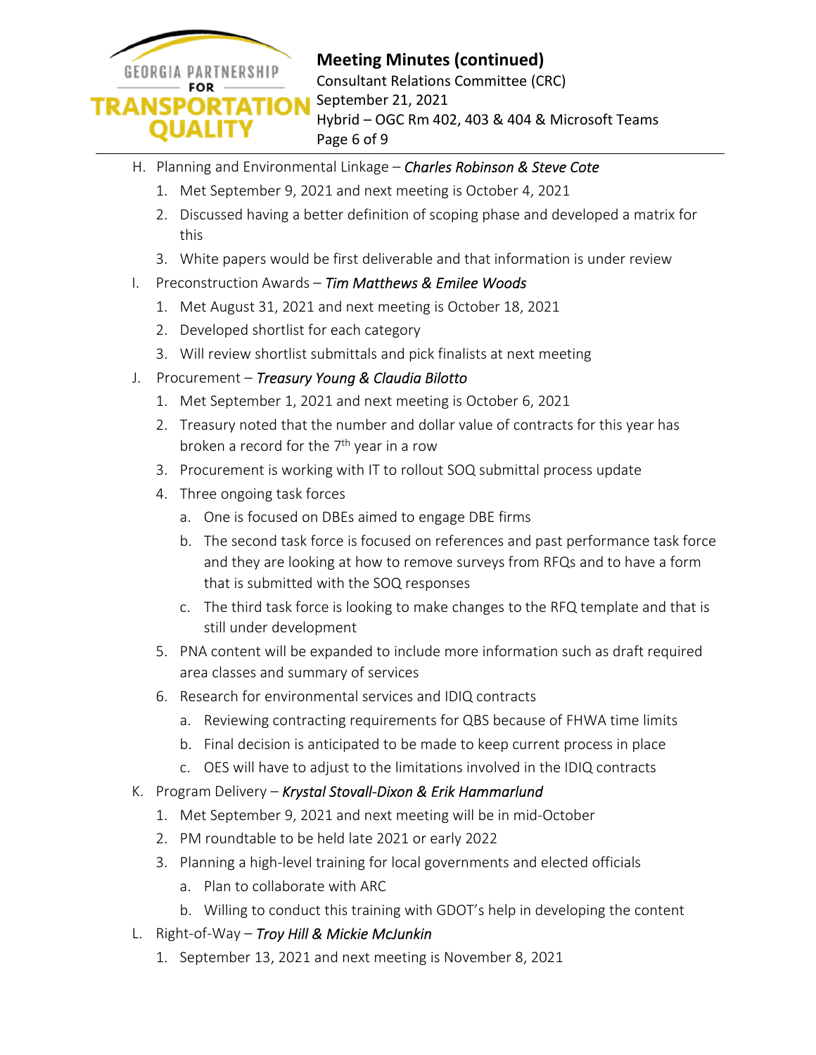H. Planning and Environmental Linkage – *Charles Robinson & Steve Cote*
   1. Met September 9, 2021 and next meeting is October 4, 2021
   2. Discussed having a better definition of scoping phase and developed a matrix for this
   3. White papers would be first deliverable and that information is under review

I. Preconstruction Awards – *Tim Matthews & Emilee Woods*
   1. Met August 31, 2021 and next meeting is October 18, 2021
   2. Developed shortlist for each category
   3. Will review shortlist submittals and pick finalists at next meeting

J. Procurement – *Treasury Young & Claudia Bilotto*
   1. Met September 1, 2021 and next meeting is October 6, 2021
   2. Treasury noted that the number and dollar value of contracts for this year has broken a record for the 7th year in a row
   3. Procurement is working with IT to rollout SOQ submittal process update
   4. Three ongoing task forces
      a. One is focused on DBEs aimed to engage DBE firms
      b. The second task force is focused on references and past performance task force and they are looking at how to remove surveys from RFQs and to have a form that is submitted with the SOQ responses
      c. The third task force is looking to make changes to the RFQ template and that is still under development
   5. PNA content will be expanded to include more information such as draft required area classes and summary of services
   6. Research for environmental services and IDIQ contracts
      a. Reviewing contracting requirements for QBS because of FHWA time limits
      b. Final decision is anticipated to be made to keep current process in place
      c. OES will have to adjust to the limitations involved in the IDIQ contracts

K. Program Delivery – *Krystal Stovall-Dixon & Erik Hammarlund*
   1. Met September 9, 2021 and next meeting will be in mid-October
   2. PM roundtable to be held late 2021 or early 2022
   3. Planning a high-level training for local governments and elected officials
      a. Plan to collaborate with ARC
      b. Willing to conduct this training with GDOT's help in developing the content

L. Right-of-Way – *Troy Hill & Mickie McJunkin*
   1. September 13, 2021 and next meeting is November 8, 2021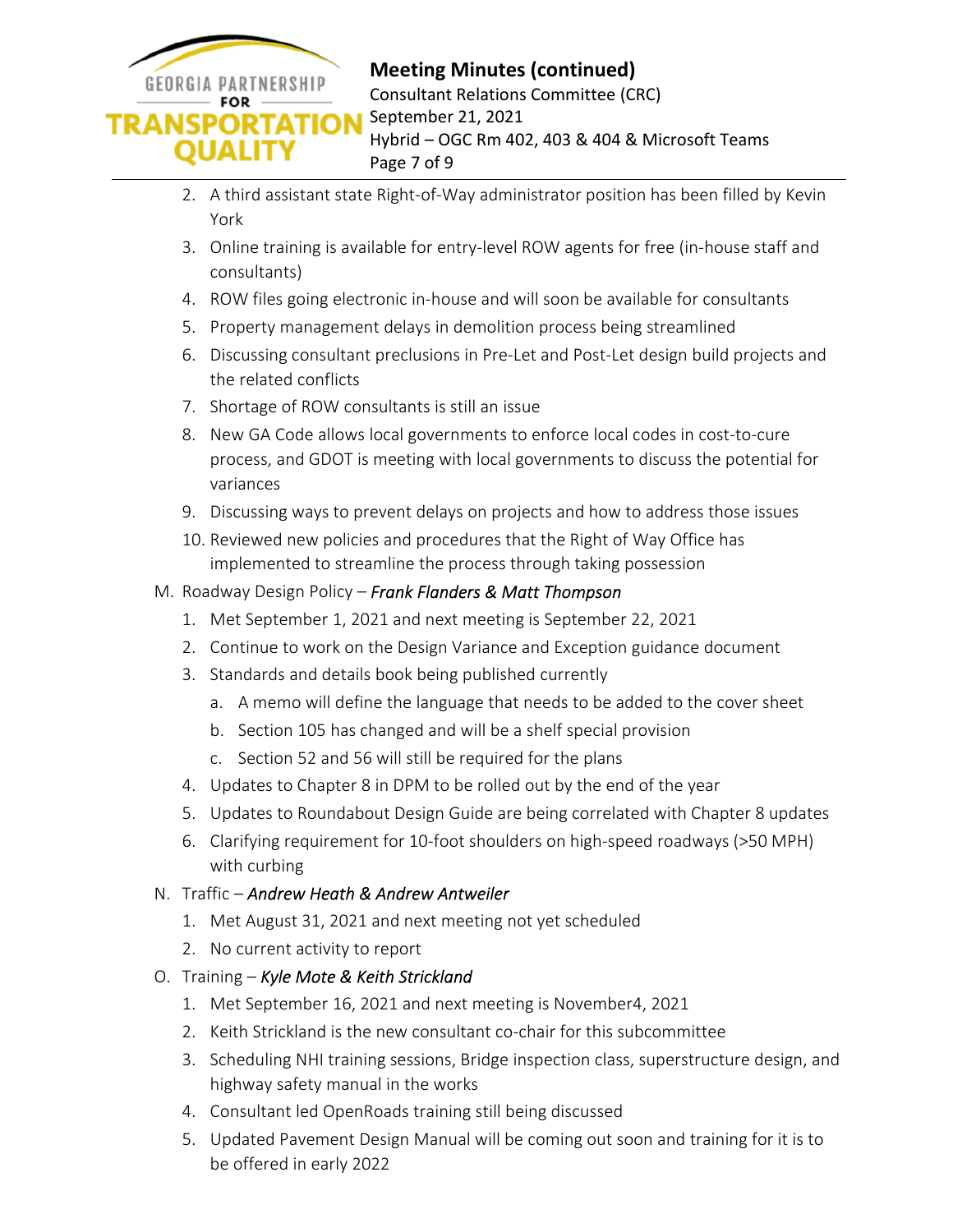2. A third assistant state Right-of-Way administrator position has been filled by Kevin York
3. Online training is available for entry-level ROW agents for free (in-house staff and consultants)
4. ROW files going electronic in-house and will soon be available for consultants
5. Property management delays in demolition process being streamlined
6. Discussing consultant preclusions in Pre-Let and Post-Let design build projects and the related conflicts
7. Shortage of ROW consultants is still an issue
8. New GA Code allows local governments to enforce local codes in cost-to-cure process, and GDOT is meeting with local governments to discuss the potential for variances
9. Discussing ways to prevent delays on projects and how to address those issues
10. Reviewed new policies and procedures that the Right of Way Office has implemented to streamline the process through taking possession

M. Roadway Design Policy – *Frank Flanders & Matt Thompson*
   1. Met September 1, 2021 and next meeting is September 22, 2021
   2. Continue to work on the Design Variance and Exception guidance document
   3. Standards and details book being published currently
      a. A memo will define the language that needs to be added to the cover sheet
      b. Section 105 has changed and will be a shelf special provision
      c. Section 52 and 56 will still be required for the plans
   4. Updates to Chapter 8 in DPM to be rolled out by the end of the year
   5. Updates to Roundabout Design Guide are being correlated with Chapter 8 updates
   6. Clarifying requirement for 10-foot shoulders on high-speed roadways (>50 MPH) with curbing

N. Traffic – *Andrew Heath & Andrew Antweiler*
   1. Met August 31, 2021 and next meeting not yet scheduled
   2. No current activity to report

O. Training – *Kyle Mote & Keith Strickland*
   1. Met September 16, 2021 and next meeting is November4, 2021
   2. Keith Strickland is the new consultant co-chair for this subcommittee
   3. Scheduling NHI training sessions, Bridge inspection class, superstructure design, and highway safety manual in the works
   4. Consultant led OpenRoads training still being discussed
   5. Updated Pavement Design Manual will be coming out soon and training for it is to be offered in early 2022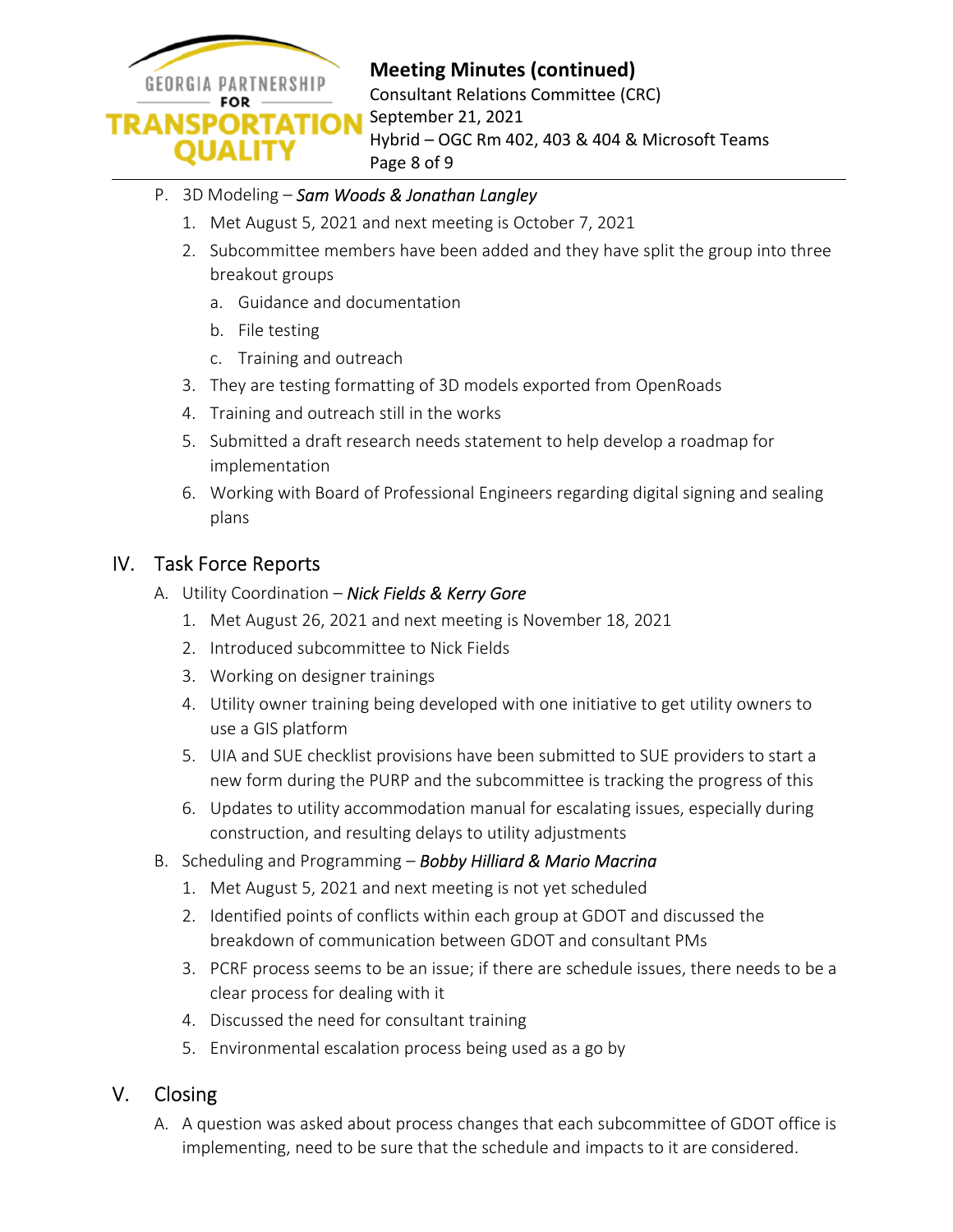P. 3D Modeling – ***Sam Woods & Jonathan Langley***
   1. Met August 5, 2021 and next meeting is October 7, 2021
   2. Subcommittee members have been added and they have split the group into three breakout groups
      a. Guidance and documentation
      b. File testing
      c. Training and outreach
   3. They are testing formatting of 3D models exported from OpenRoads
   4. Training and outreach still in the works
   5. Submitted a draft research needs statement to help develop a roadmap for implementation
   6. Working with Board of Professional Engineers regarding digital signing and sealing plans

## IV. Task Force Reports

A. Utility Coordination – ***Nick Fields & Kerry Gore***
   1. Met August 26, 2021 and next meeting is November 18, 2021
   2. Introduced subcommittee to Nick Fields
   3. Working on designer trainings
   4. Utility owner training being developed with one initiative to get utility owners to use a GIS platform
   5. UIA and SUE checklist provisions have been submitted to SUE providers to start a new form during the PURP and the subcommittee is tracking the progress of this
   6. Updates to utility accommodation manual for escalating issues, especially during construction, and resulting delays to utility adjustments

B. Scheduling and Programming – ***Bobby Hilliard & Mario Macrina***
   1. Met August 5, 2021 and next meeting is not yet scheduled
   2. Identified points of conflicts within each group at GDOT and discussed the breakdown of communication between GDOT and consultant PMs
   3. PCRF process seems to be an issue; if there are schedule issues, there needs to be a clear process for dealing with it
   4. Discussed the need for consultant training
   5. Environmental escalation process being used as a go by

## V. Closing

A. A question was asked about process changes that each subcommittee of GDOT office is implementing, need to be sure that the schedule and impacts to it are considered.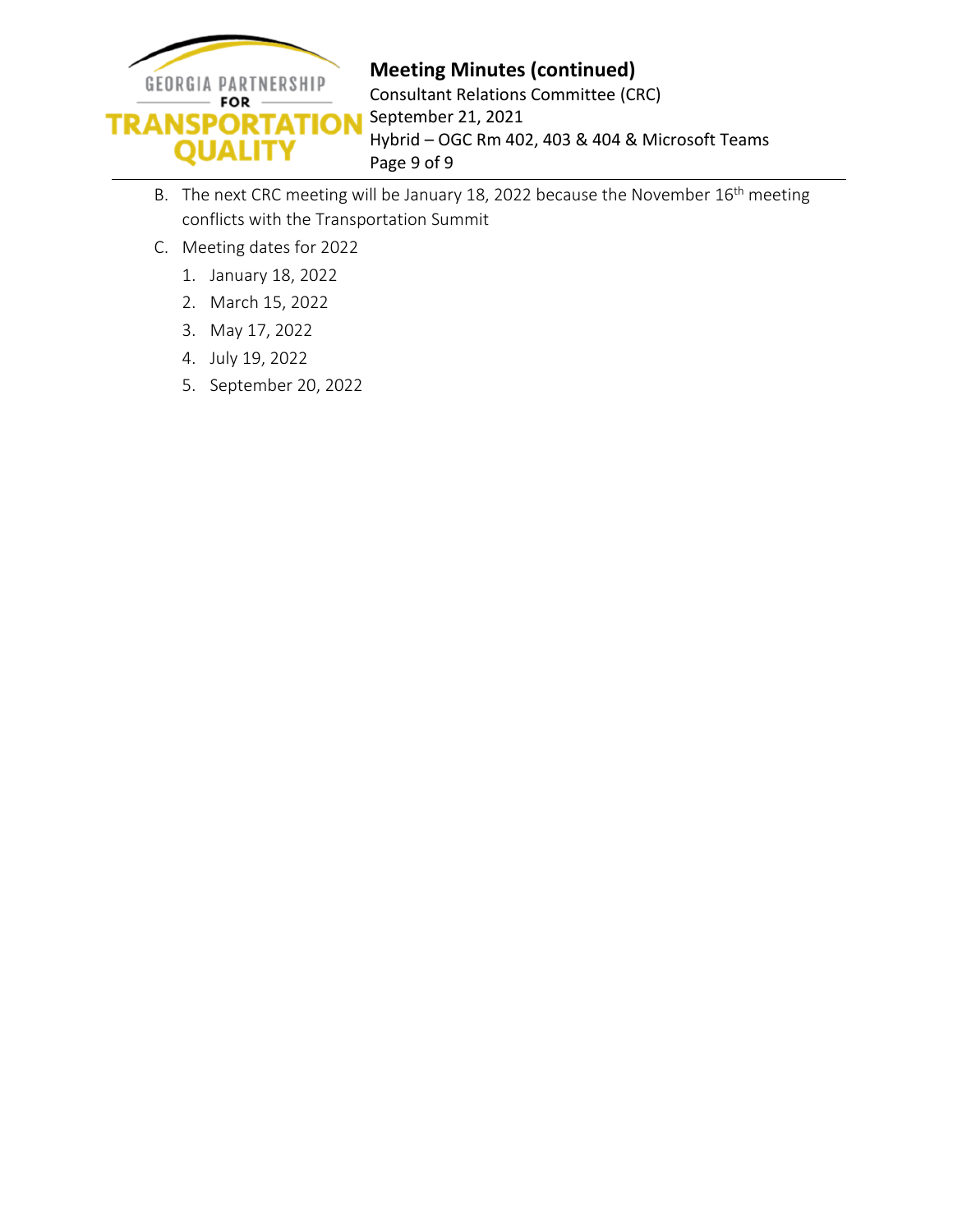B. The next CRC meeting will be January 18, 2022 because the November 16th meeting conflicts with the Transportation Summit

C. Meeting dates for 2022

   1. January 18, 2022
   2. March 15, 2022
   3. May 17, 2022
   4. July 19, 2022
   5. September 20, 2022